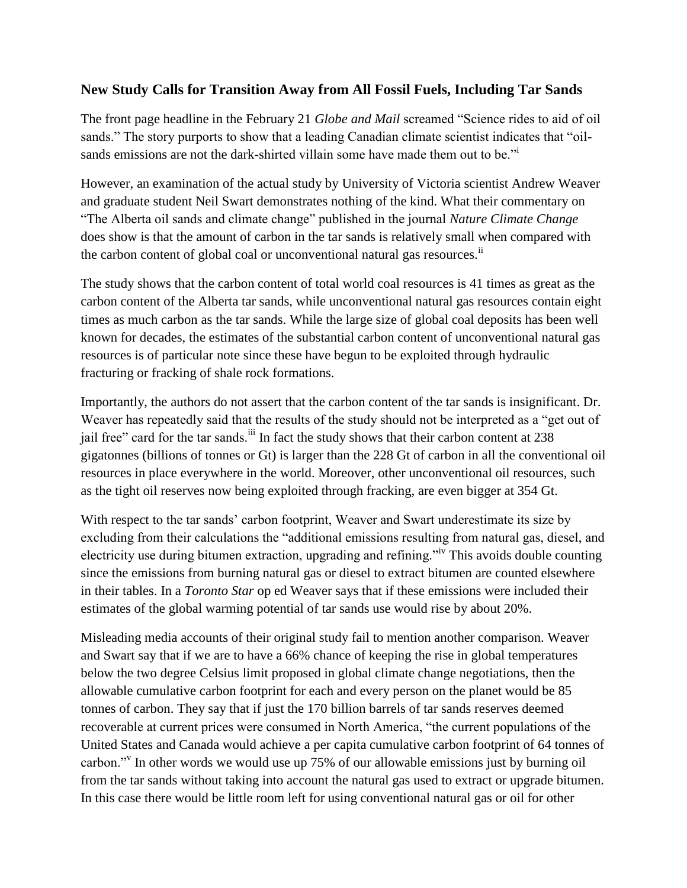### **New Study Calls for Transition Away from All Fossil Fuels, Including Tar Sands**

The front page headline in the February 21 *Globe and Mail* screamed "Science rides to aid of oil sands." The story purports to show that a leading Canadian climate scientist indicates that "oil-sands emissions are not the dark-shirted villain some have made them out to be."[i]

However, an examination of the actual study by University of Victoria scientist Andrew Weaver and graduate student Neil Swart demonstrates nothing of the kind. What their commentary on "The Alberta oil sands and climate change" published in the journal *Nature Climate Change* does show is that the amount of carbon in the tar sands is relatively small when compared with the carbon content of global coal or unconventional natural gas resources.[ii]

The study shows that the carbon content of total world coal resources is 41 times as great as the carbon content of the Alberta tar sands, while unconventional natural gas resources contain eight times as much carbon as the tar sands. While the large size of global coal deposits has been well known for decades, the estimates of the substantial carbon content of unconventional natural gas resources is of particular note since these have begun to be exploited through hydraulic fracturing or fracking of shale rock formations.

Importantly, the authors do not assert that the carbon content of the tar sands is insignificant. Dr. Weaver has repeatedly said that the results of the study should not be interpreted as a "get out of jail free" card for the tar sands.[iii] In fact the study shows that their carbon content at 238 gigatonnes (billions of tonnes or Gt) is larger than the 228 Gt of carbon in all the conventional oil resources in place everywhere in the world. Moreover, other unconventional oil resources, such as the tight oil reserves now being exploited through fracking, are even bigger at 354 Gt.

With respect to the tar sands' carbon footprint, Weaver and Swart underestimate its size by excluding from their calculations the "additional emissions resulting from natural gas, diesel, and electricity use during bitumen extraction, upgrading and refining."[iv] This avoids double counting since the emissions from burning natural gas or diesel to extract bitumen are counted elsewhere in their tables. In a *Toronto Star* op ed Weaver says that if these emissions were included their estimates of the global warming potential of tar sands use would rise by about 20%.

Misleading media accounts of their original study fail to mention another comparison. Weaver and Swart say that if we are to have a 66% chance of keeping the rise in global temperatures below the two degree Celsius limit proposed in global climate change negotiations, then the allowable cumulative carbon footprint for each and every person on the planet would be 85 tonnes of carbon. They say that if just the 170 billion barrels of tar sands reserves deemed recoverable at current prices were consumed in North America, "the current populations of the United States and Canada would achieve a per capita cumulative carbon footprint of 64 tonnes of carbon."[v] In other words we would use up 75% of our allowable emissions just by burning oil from the tar sands without taking into account the natural gas used to extract or upgrade bitumen. In this case there would be little room left for using conventional natural gas or oil for other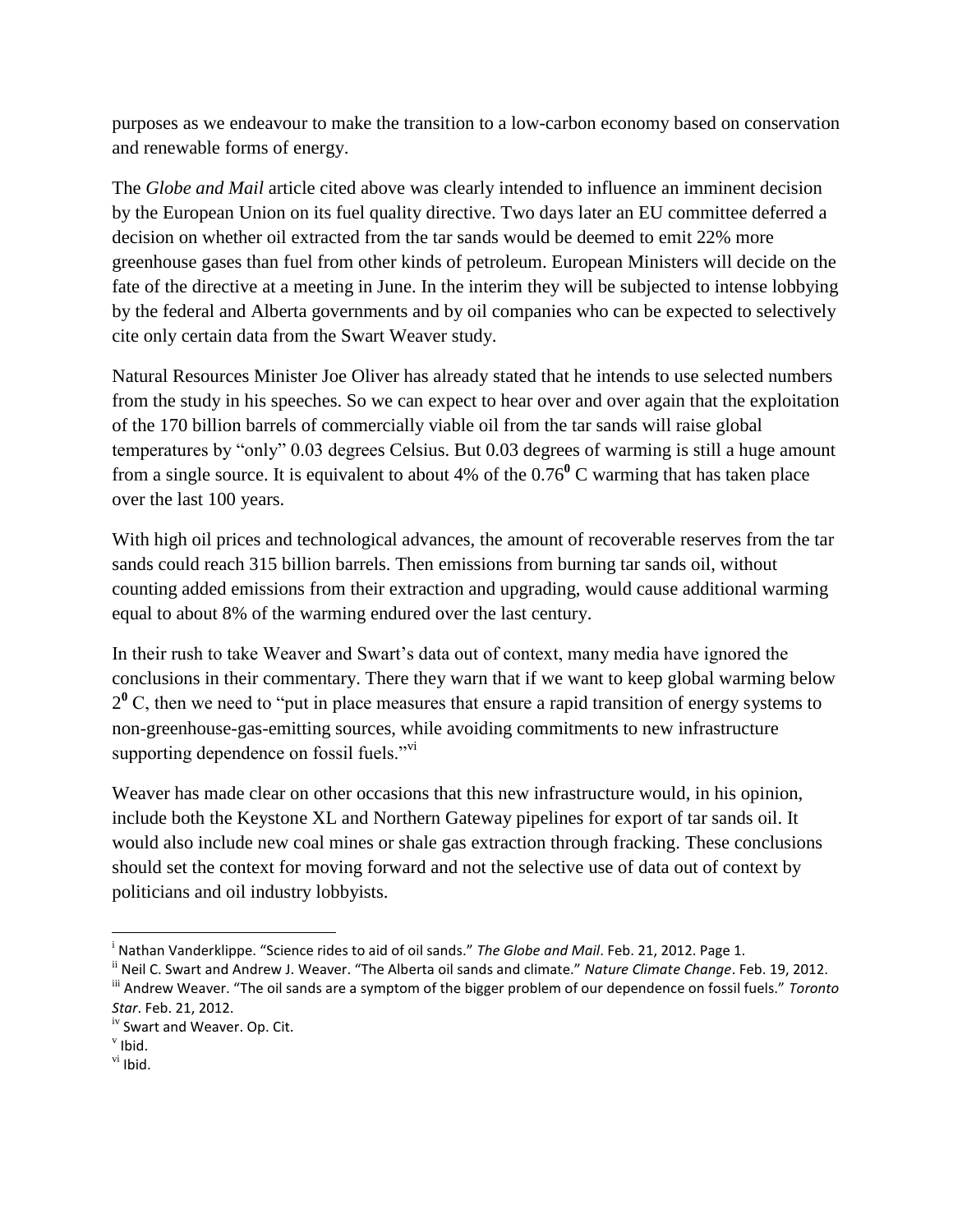purposes as we endeavour to make the transition to a low-carbon economy based on conservation and renewable forms of energy.

The *Globe and Mail* article cited above was clearly intended to influence an imminent decision by the European Union on its fuel quality directive. Two days later an EU committee deferred a decision on whether oil extracted from the tar sands would be deemed to emit 22% more greenhouse gases than fuel from other kinds of petroleum. European Ministers will decide on the fate of the directive at a meeting in June. In the interim they will be subjected to intense lobbying by the federal and Alberta governments and by oil companies who can be expected to selectively cite only certain data from the Swart Weaver study.

Natural Resources Minister Joe Oliver has already stated that he intends to use selected numbers from the study in his speeches. So we can expect to hear over and over again that the exploitation of the 170 billion barrels of commercially viable oil from the tar sands will raise global temperatures by "only" 0.03 degrees Celsius. But 0.03 degrees of warming is still a huge amount from a single source. It is equivalent to about 4% of the $0.76^0$ C warming that has taken place over the last 100 years.

With high oil prices and technological advances, the amount of recoverable reserves from the tar sands could reach 315 billion barrels. Then emissions from burning tar sands oil, without counting added emissions from their extraction and upgrading, would cause additional warming equal to about 8% of the warming endured over the last century.

In their rush to take Weaver and Swart's data out of context, many media have ignored the conclusions in their commentary. There they warn that if we want to keep global warming below $2^0$ C, then we need to "put in place measures that ensure a rapid transition of energy systems to non-greenhouse-gas-emitting sources, while avoiding commitments to new infrastructure supporting dependence on fossil fuels."[vi]

Weaver has made clear on other occasions that this new infrastructure would, in his opinion, include both the Keystone XL and Northern Gateway pipelines for export of tar sands oil. It would also include new coal mines or shale gas extraction through fracking. These conclusions should set the context for moving forward and not the selective use of data out of context by politicians and oil industry lobbyists.

---

[i] Nathan Vanderklippe. "Science rides to aid of oil sands." *The Globe and Mail*. Feb. 21, 2012. Page 1.

[ii] Neil C. Swart and Andrew J. Weaver. "The Alberta oil sands and climate." *Nature Climate Change*. Feb. 19, 2012.

[iii] Andrew Weaver. "The oil sands are a symptom of the bigger problem of our dependence on fossil fuels." *Toronto Star*. Feb. 21, 2012.

[iv] Swart and Weaver. Op. Cit.

[v] Ibid.

[vi] Ibid.